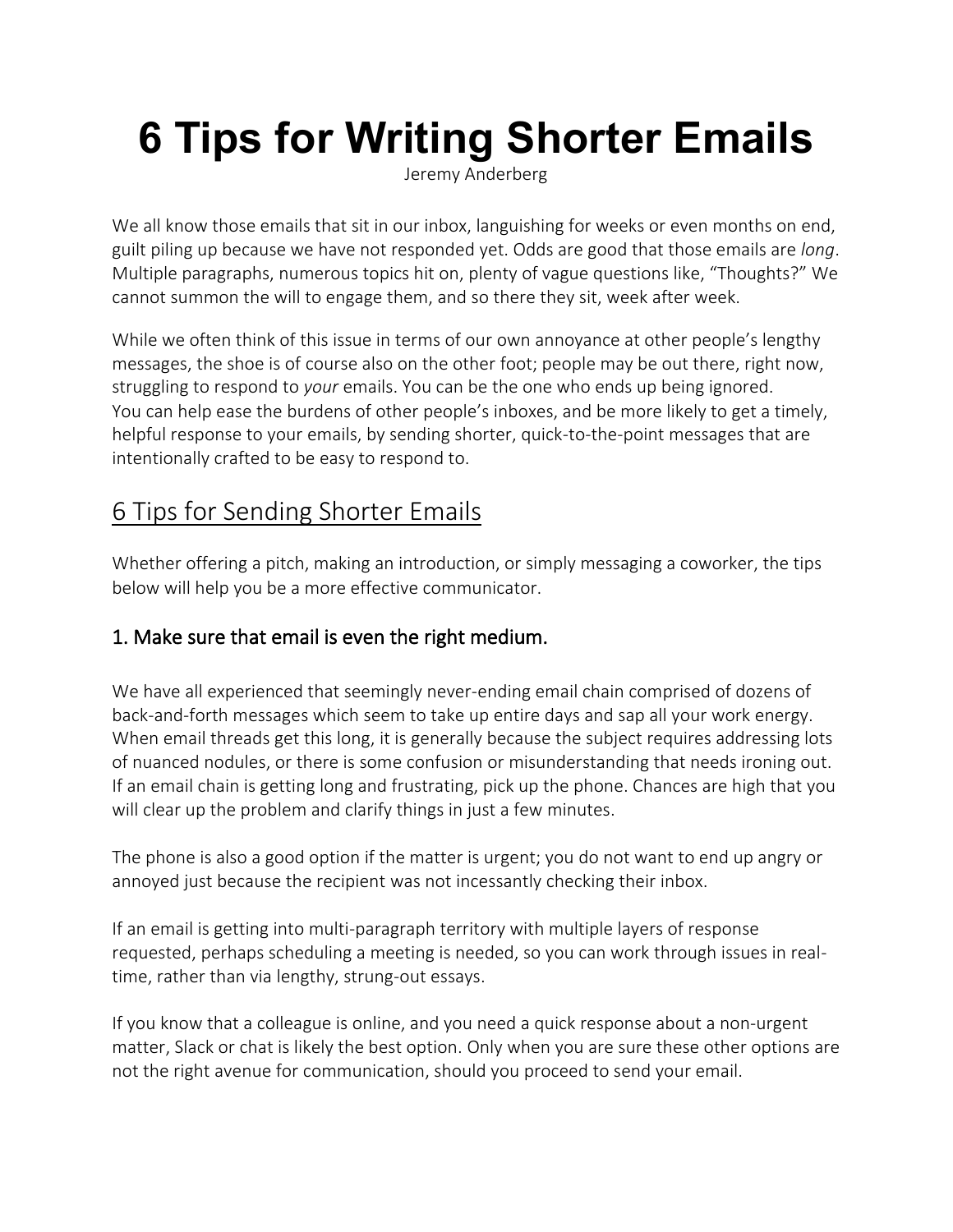# 6 Tips for Writing Shorter Emails

Jeremy Anderberg

We all know those emails that sit in our inbox, languishing for weeks or even months on end, guilt piling up because we have not responded yet. Odds are good that those emails are *long*. Multiple paragraphs, numerous topics hit on, plenty of vague questions like, "Thoughts?" We cannot summon the will to engage them, and so there they sit, week after week.

While we often think of this issue in terms of our own annoyance at other people's lengthy messages, the shoe is of course also on the other foot; people may be out there, right now, struggling to respond to *your* emails. You can be the one who ends up being ignored. You can help ease the burdens of other people's inboxes, and be more likely to get a timely, helpful response to your emails, by sending shorter, quick-to-the-point messages that are intentionally crafted to be easy to respond to.

## 6 Tips for Sending Shorter Emails

Whether offering a pitch, making an introduction, or simply messaging a coworker, the tips below will help you be a more effective communicator.

### 1. Make sure that email is even the right medium.

We have all experienced that seemingly never-ending email chain comprised of dozens of back-and-forth messages which seem to take up entire days and sap all your work energy. When email threads get this long, it is generally because the subject requires addressing lots of nuanced nodules, or there is some confusion or misunderstanding that needs ironing out. If an email chain is getting long and frustrating, pick up the phone. Chances are high that you will clear up the problem and clarify things in just a few minutes.

The phone is also a good option if the matter is urgent; you do not want to end up angry or annoyed just because the recipient was not incessantly checking their inbox.

If an email is getting into multi-paragraph territory with multiple layers of response requested, perhaps scheduling a meeting is needed, so you can work through issues in real-time, rather than via lengthy, strung-out essays.

If you know that a colleague is online, and you need a quick response about a non-urgent matter, Slack or chat is likely the best option. Only when you are sure these other options are not the right avenue for communication, should you proceed to send your email.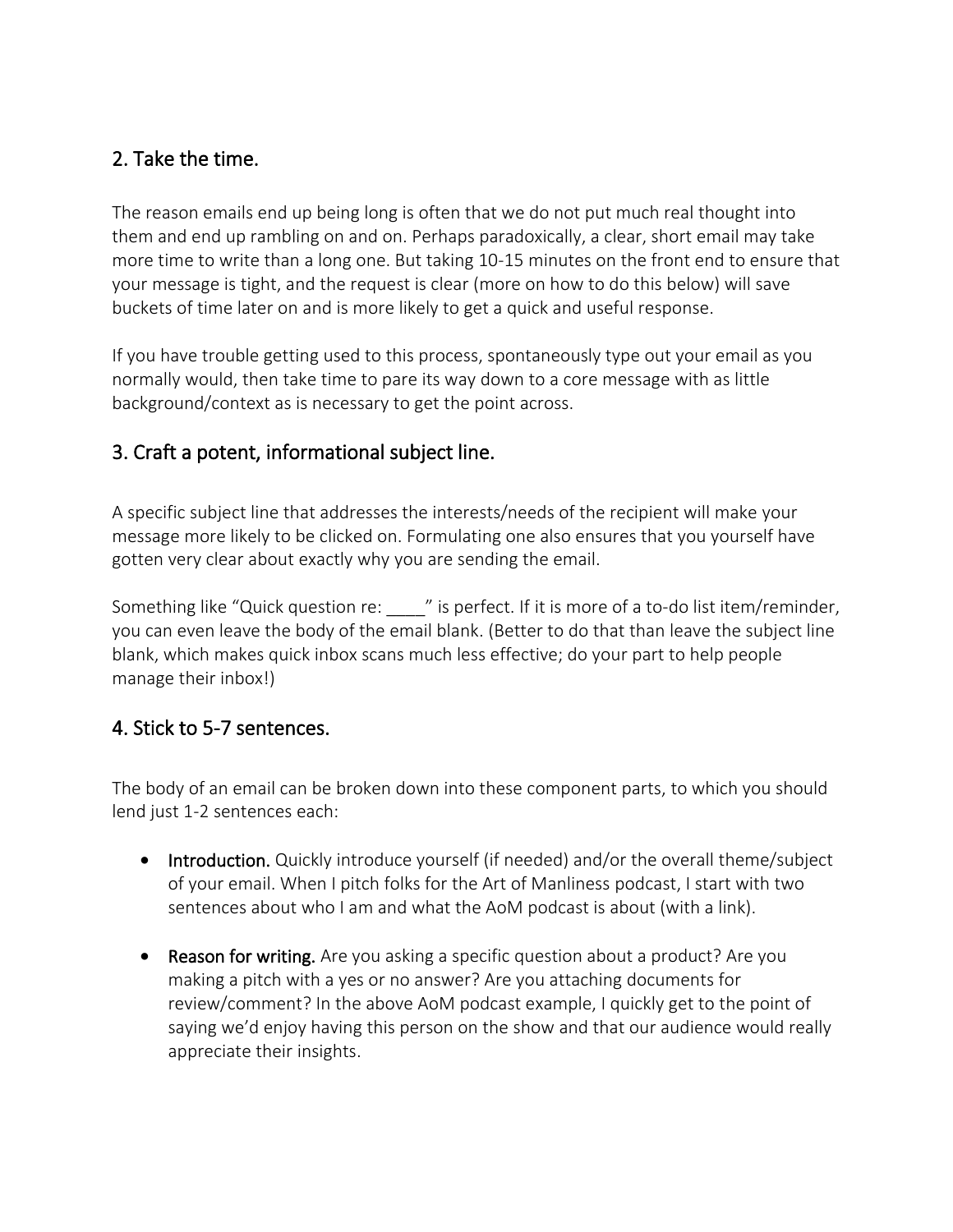## 2. Take the time.

The reason emails end up being long is often that we do not put much real thought into them and end up rambling on and on. Perhaps paradoxically, a clear, short email may take more time to write than a long one. But taking 10-15 minutes on the front end to ensure that your message is tight, and the request is clear (more on how to do this below) will save buckets of time later on and is more likely to get a quick and useful response.

If you have trouble getting used to this process, spontaneously type out your email as you normally would, then take time to pare its way down to a core message with as little background/context as is necessary to get the point across.

## 3. Craft a potent, informational subject line.

A specific subject line that addresses the interests/needs of the recipient will make your message more likely to be clicked on. Formulating one also ensures that you yourself have gotten very clear about exactly why you are sending the email.

Something like "Quick question re: ____" is perfect. If it is more of a to-do list item/reminder, you can even leave the body of the email blank. (Better to do that than leave the subject line blank, which makes quick inbox scans much less effective; do your part to help people manage their inbox!)

## 4. Stick to 5-7 sentences.

The body of an email can be broken down into these component parts, to which you should lend just 1-2 sentences each:

- **Introduction.** Quickly introduce yourself (if needed) and/or the overall theme/subject of your email. When I pitch folks for the Art of Manliness podcast, I start with two sentences about who I am and what the AoM podcast is about (with a link).

- **Reason for writing.** Are you asking a specific question about a product? Are you making a pitch with a yes or no answer? Are you attaching documents for review/comment? In the above AoM podcast example, I quickly get to the point of saying we'd enjoy having this person on the show and that our audience would really appreciate their insights.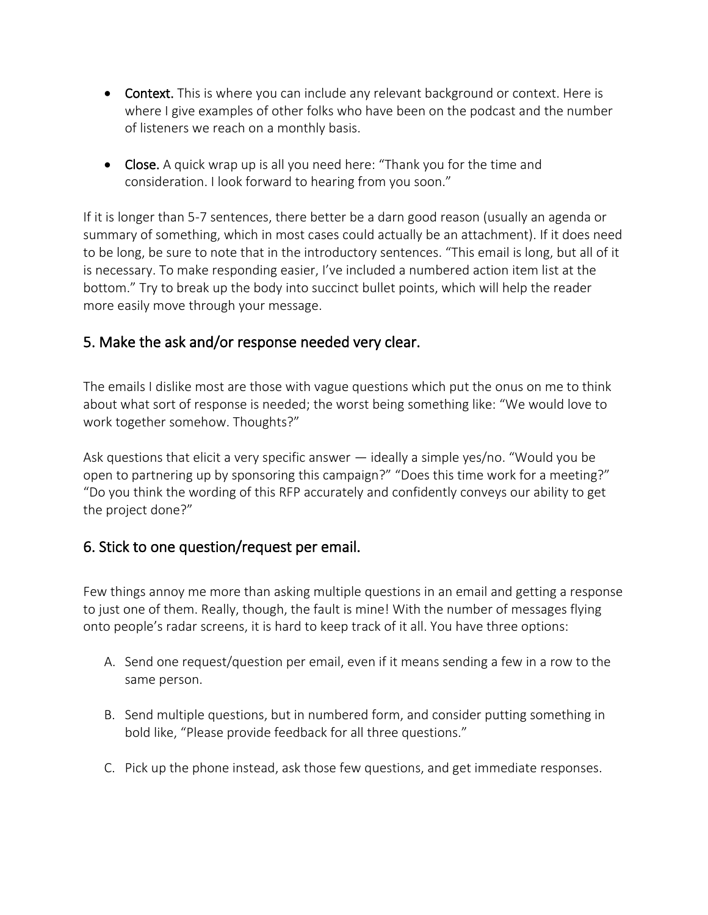- **Context.** This is where you can include any relevant background or context. Here is where I give examples of other folks who have been on the podcast and the number of listeners we reach on a monthly basis.

- **Close.** A quick wrap up is all you need here: "Thank you for the time and consideration. I look forward to hearing from you soon."

If it is longer than 5-7 sentences, there better be a darn good reason (usually an agenda or summary of something, which in most cases could actually be an attachment). If it does need to be long, be sure to note that in the introductory sentences. "This email is long, but all of it is necessary. To make responding easier, I've included a numbered action item list at the bottom." Try to break up the body into succinct bullet points, which will help the reader more easily move through your message.

## 5. Make the ask and/or response needed very clear.

The emails I dislike most are those with vague questions which put the onus on me to think about what sort of response is needed; the worst being something like: "We would love to work together somehow. Thoughts?"

Ask questions that elicit a very specific answer — ideally a simple yes/no. "Would you be open to partnering up by sponsoring this campaign?" "Does this time work for a meeting?" "Do you think the wording of this RFP accurately and confidently conveys our ability to get the project done?"

## 6. Stick to one question/request per email.

Few things annoy me more than asking multiple questions in an email and getting a response to just one of them. Really, though, the fault is mine! With the number of messages flying onto people's radar screens, it is hard to keep track of it all. You have three options:

A. Send one request/question per email, even if it means sending a few in a row to the same person.

B. Send multiple questions, but in numbered form, and consider putting something in bold like, "Please provide feedback for all three questions."

C. Pick up the phone instead, ask those few questions, and get immediate responses.